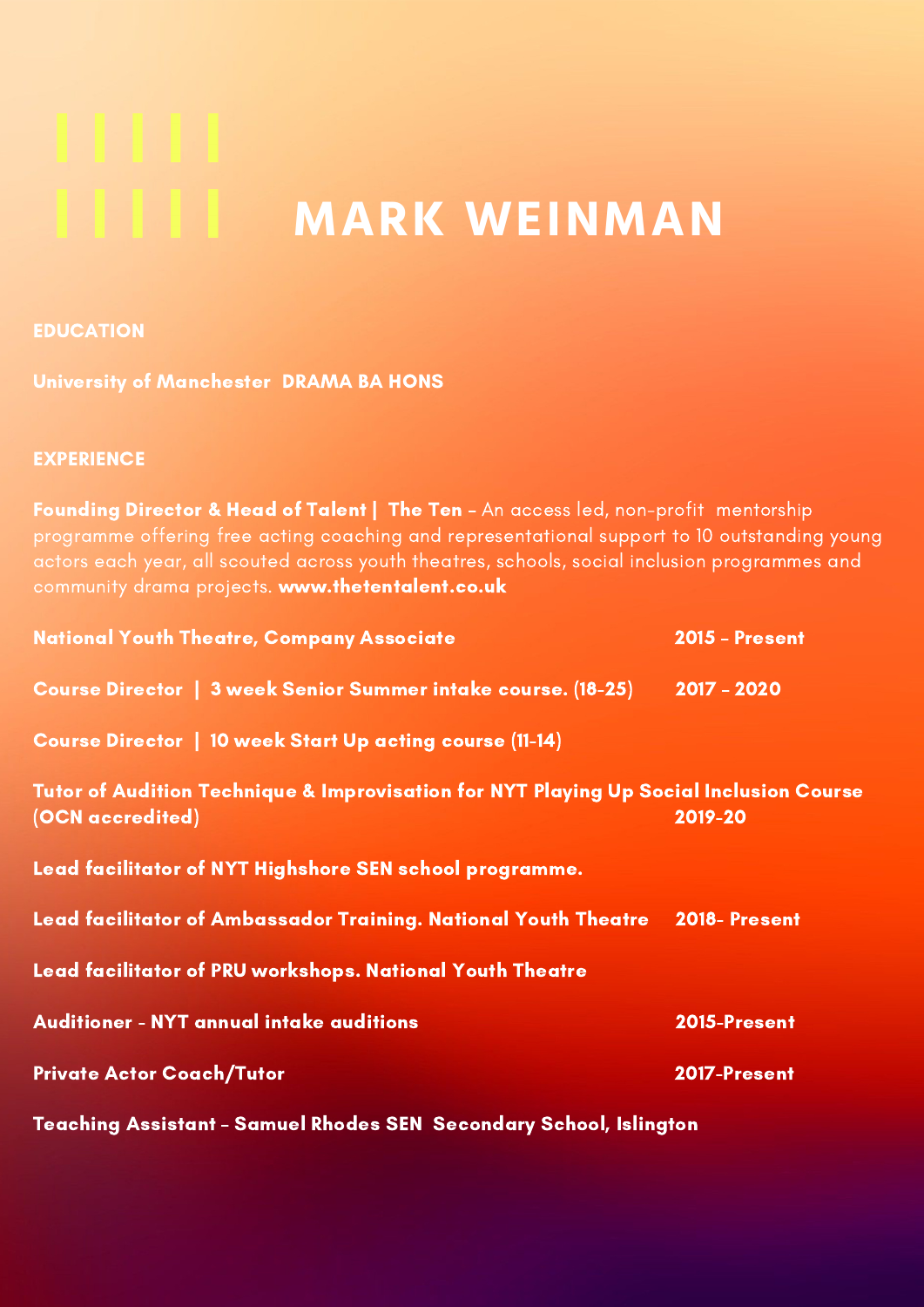# MARK WEINMAN

## EDUCATION

**University of Manchester DRAMA BA HONS**

## EXPERIENCE

**Founding Director & Head of Talent | The Ten** – An access led, non-profit mentorship programme offering free acting coaching and representational support to 10 outstanding young actors each year, all scouted across youth theatres, schools, social inclusion programmes and community drama projects. **www.thetentalent.co.uk**

**National Youth Theatre, Company Associate** — **2015 – Present**

**Course Director | 3 week Senior Summer intake course. (18-25)** — **2017 – 2020**

**Course Director | 10 week Start Up acting course (11-14)**

**Tutor of Audition Technique & Improvisation for NYT Playing Up Social Inclusion Course (OCN accredited)** — **2019-20**

**Lead facilitator of NYT Highshore SEN school programme.**

**Lead facilitator of Ambassador Training. National Youth Theatre** — **2018- Present**

**Lead facilitator of PRU workshops. National Youth Theatre**

**Auditioner - NYT annual intake auditions** — **2015-Present**

**Private Actor Coach/Tutor** — **2017-Present**

**Teaching Assistant – Samuel Rhodes SEN Secondary School, Islington**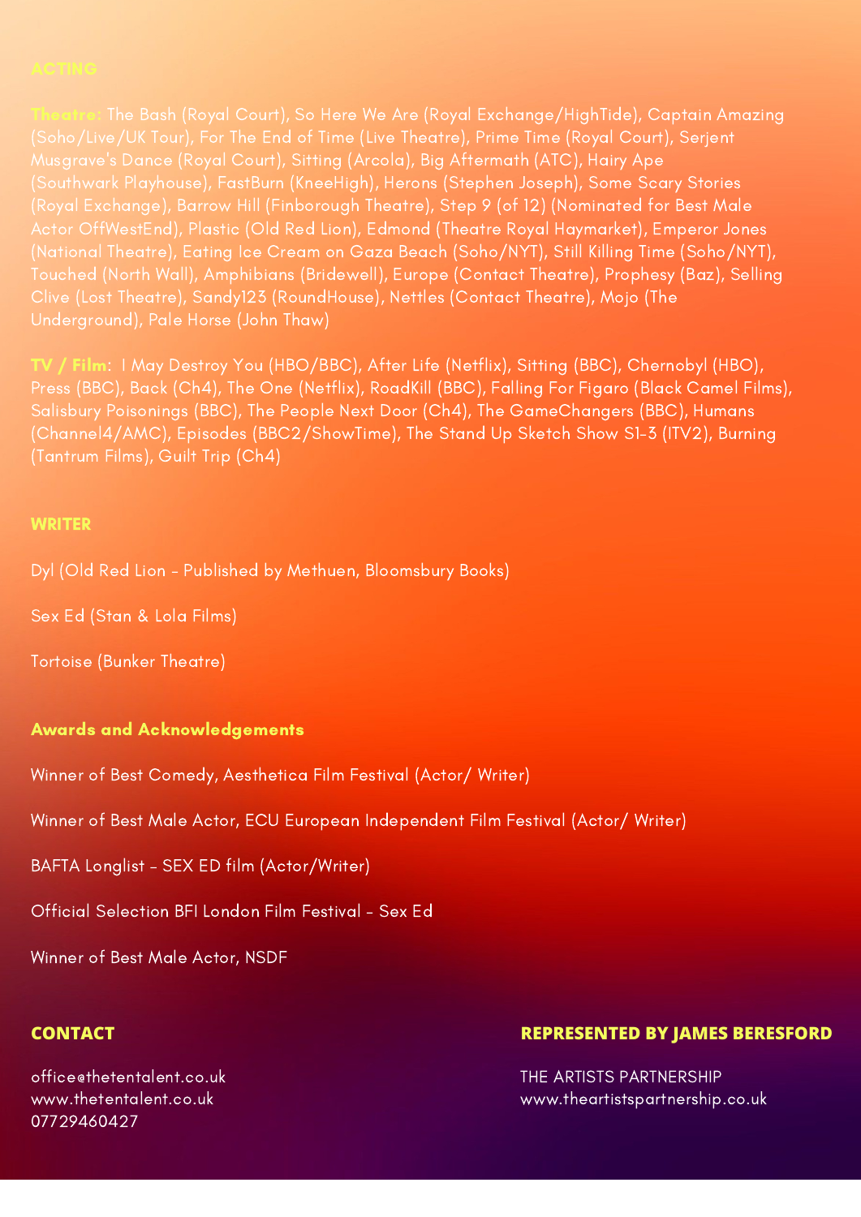## ACTING

**Theatre:** The Bash (Royal Court), So Here We Are (Royal Exchange/HighTide), Captain Amazing (Soho/Live/UK Tour), For The End of Time (Live Theatre), Prime Time (Royal Court), Serjent Musgrave's Dance (Royal Court), Sitting (Arcola), Big Aftermath (ATC), Hairy Ape (Southwark Playhouse), FastBurn (KneeHigh), Herons (Stephen Joseph), Some Scary Stories (Royal Exchange), Barrow Hill (Finborough Theatre), Step 9 (of 12) (Nominated for Best Male Actor OffWestEnd), Plastic (Old Red Lion), Edmond (Theatre Royal Haymarket), Emperor Jones (National Theatre), Eating Ice Cream on Gaza Beach (Soho/NYT), Still Killing Time (Soho/NYT), Touched (North Wall), Amphibians (Bridewell), Europe (Contact Theatre), Prophesy (Baz), Selling Clive (Lost Theatre), Sandy123 (RoundHouse), Nettles (Contact Theatre), Mojo (The Underground), Pale Horse (John Thaw)

**TV / Film:** I May Destroy You (HBO/BBC), After Life (Netflix), Sitting (BBC), Chernobyl (HBO), Press (BBC), Back (Ch4), The One (Netflix), RoadKill (BBC), Falling For Figaro (Black Camel Films), Salisbury Poisonings (BBC), The People Next Door (Ch4), The GameChangers (BBC), Humans (Channel4/AMC), Episodes (BBC2/ShowTime), The Stand Up Sketch Show S1-3 (ITV2), Burning (Tantrum Films), Guilt Trip (Ch4)

## WRITER

Dyl (Old Red Lion - Published by Methuen, Bloomsbury Books)

Sex Ed (Stan & Lola Films)

Tortoise (Bunker Theatre)

## Awards and Acknowledgements

Winner of Best Comedy, Aesthetica Film Festival (Actor/ Writer)

Winner of Best Male Actor, ECU European Independent Film Festival (Actor/ Writer)

BAFTA Longlist - SEX ED film (Actor/Writer)

Official Selection BFI London Film Festival - Sex Ed

Winner of Best Male Actor, NSDF

## CONTACT

office@thetentalent.co.uk
www.thetentalent.co.uk
07729460427

## REPRESENTED BY JAMES BERESFORD

THE ARTISTS PARTNERSHIP
www.theartistspartnership.co.uk